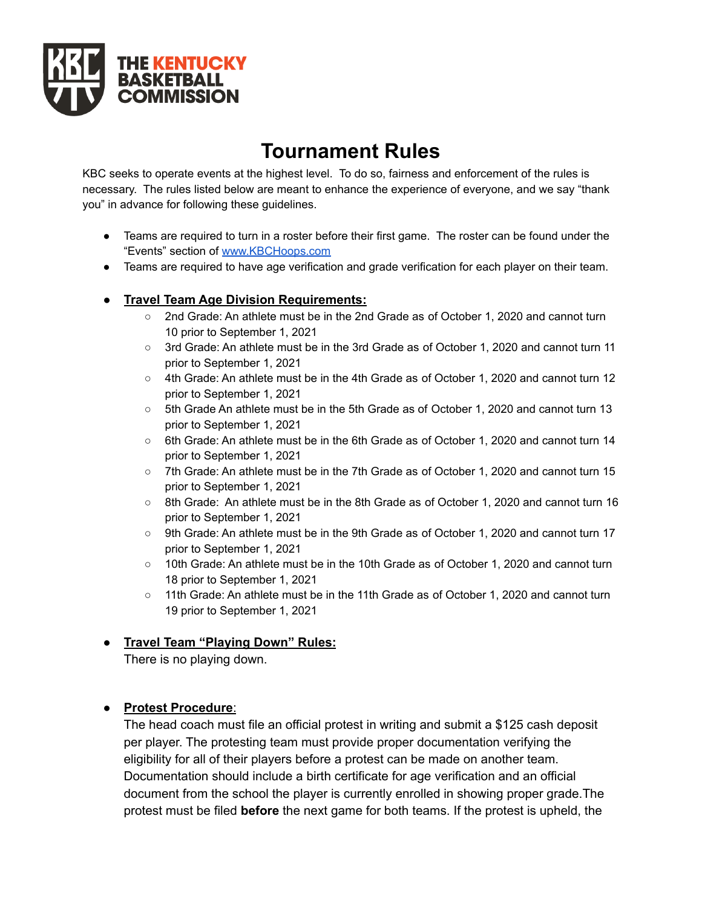**THE KENTUCKY BASKETBALL COMMISSION**

# Tournament Rules

KBC seeks to operate events at the highest level. To do so, fairness and enforcement of the rules is necessary. The rules listed below are meant to enhance the experience of everyone, and we say "thank you" in advance for following these guidelines.

- Teams are required to turn in a roster before their first game. The roster can be found under the "Events" section of [www.KBCHoops.com](http://www.KBCHoops.com)
- Teams are required to have age verification and grade verification for each player on their team.
- **Travel Team Age Division Requirements:**
  - 2nd Grade: An athlete must be in the 2nd Grade as of October 1, 2020 and cannot turn 10 prior to September 1, 2021
  - 3rd Grade: An athlete must be in the 3rd Grade as of October 1, 2020 and cannot turn 11 prior to September 1, 2021
  - 4th Grade: An athlete must be in the 4th Grade as of October 1, 2020 and cannot turn 12 prior to September 1, 2021
  - 5th Grade An athlete must be in the 5th Grade as of October 1, 2020 and cannot turn 13 prior to September 1, 2021
  - 6th Grade: An athlete must be in the 6th Grade as of October 1, 2020 and cannot turn 14 prior to September 1, 2021
  - 7th Grade: An athlete must be in the 7th Grade as of October 1, 2020 and cannot turn 15 prior to September 1, 2021
  - 8th Grade: An athlete must be in the 8th Grade as of October 1, 2020 and cannot turn 16 prior to September 1, 2021
  - 9th Grade: An athlete must be in the 9th Grade as of October 1, 2020 and cannot turn 17 prior to September 1, 2021
  - 10th Grade: An athlete must be in the 10th Grade as of October 1, 2020 and cannot turn 18 prior to September 1, 2021
  - 11th Grade: An athlete must be in the 11th Grade as of October 1, 2020 and cannot turn 19 prior to September 1, 2021
- **Travel Team "Playing Down" Rules:**
  There is no playing down.
- **Protest Procedure**:
  The head coach must file an official protest in writing and submit a $125 cash deposit per player. The protesting team must provide proper documentation verifying the eligibility for all of their players before a protest can be made on another team. Documentation should include a birth certificate for age verification and an official document from the school the player is currently enrolled in showing proper grade.The protest must be filed **before** the next game for both teams. If the protest is upheld, the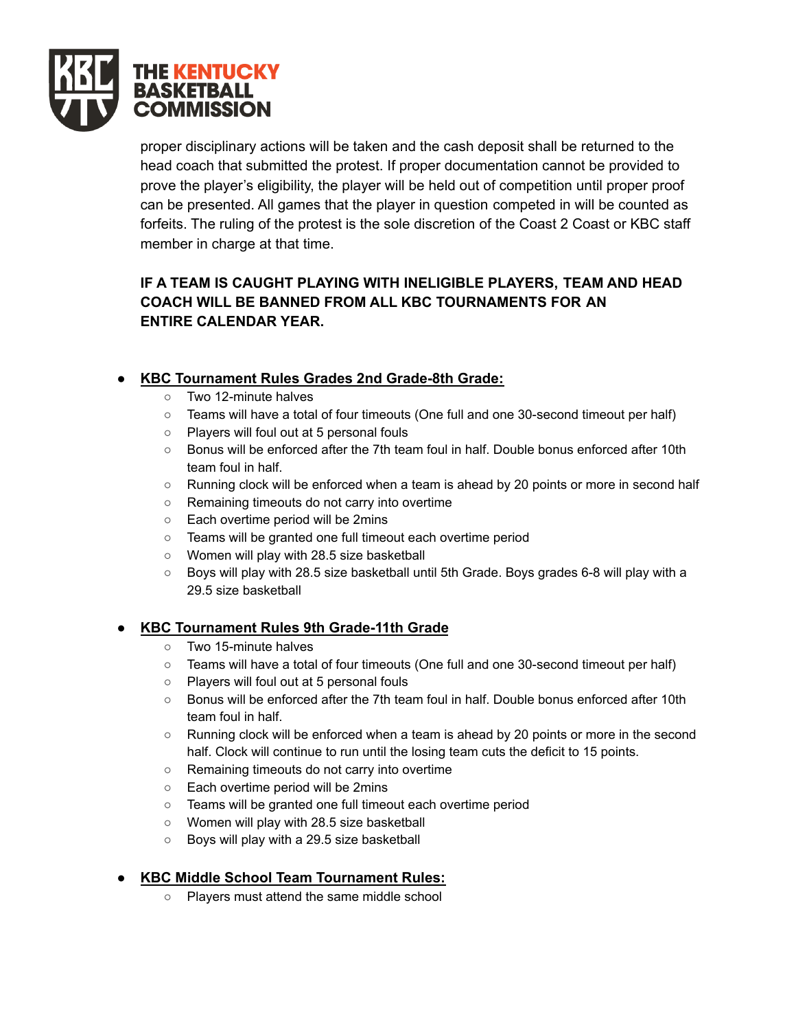proper disciplinary actions will be taken and the cash deposit shall be returned to the head coach that submitted the protest. If proper documentation cannot be provided to prove the player's eligibility, the player will be held out of competition until proper proof can be presented. All games that the player in question competed in will be counted as forfeits. The ruling of the protest is the sole discretion of the Coast 2 Coast or KBC staff member in charge at that time.

**IF A TEAM IS CAUGHT PLAYING WITH INELIGIBLE PLAYERS, TEAM AND HEAD COACH WILL BE BANNED FROM ALL KBC TOURNAMENTS FOR AN ENTIRE CALENDAR YEAR.**

- **KBC Tournament Rules Grades 2nd Grade-8th Grade:**
  - Two 12-minute halves
  - Teams will have a total of four timeouts (One full and one 30-second timeout per half)
  - Players will foul out at 5 personal fouls
  - Bonus will be enforced after the 7th team foul in half. Double bonus enforced after 10th team foul in half.
  - Running clock will be enforced when a team is ahead by 20 points or more in second half
  - Remaining timeouts do not carry into overtime
  - Each overtime period will be 2mins
  - Teams will be granted one full timeout each overtime period
  - Women will play with 28.5 size basketball
  - Boys will play with 28.5 size basketball until 5th Grade. Boys grades 6-8 will play with a 29.5 size basketball

- **KBC Tournament Rules 9th Grade-11th Grade**
  - Two 15-minute halves
  - Teams will have a total of four timeouts (One full and one 30-second timeout per half)
  - Players will foul out at 5 personal fouls
  - Bonus will be enforced after the 7th team foul in half. Double bonus enforced after 10th team foul in half.
  - Running clock will be enforced when a team is ahead by 20 points or more in the second half. Clock will continue to run until the losing team cuts the deficit to 15 points.
  - Remaining timeouts do not carry into overtime
  - Each overtime period will be 2mins
  - Teams will be granted one full timeout each overtime period
  - Women will play with 28.5 size basketball
  - Boys will play with a 29.5 size basketball

- **KBC Middle School Team Tournament Rules:**
  - Players must attend the same middle school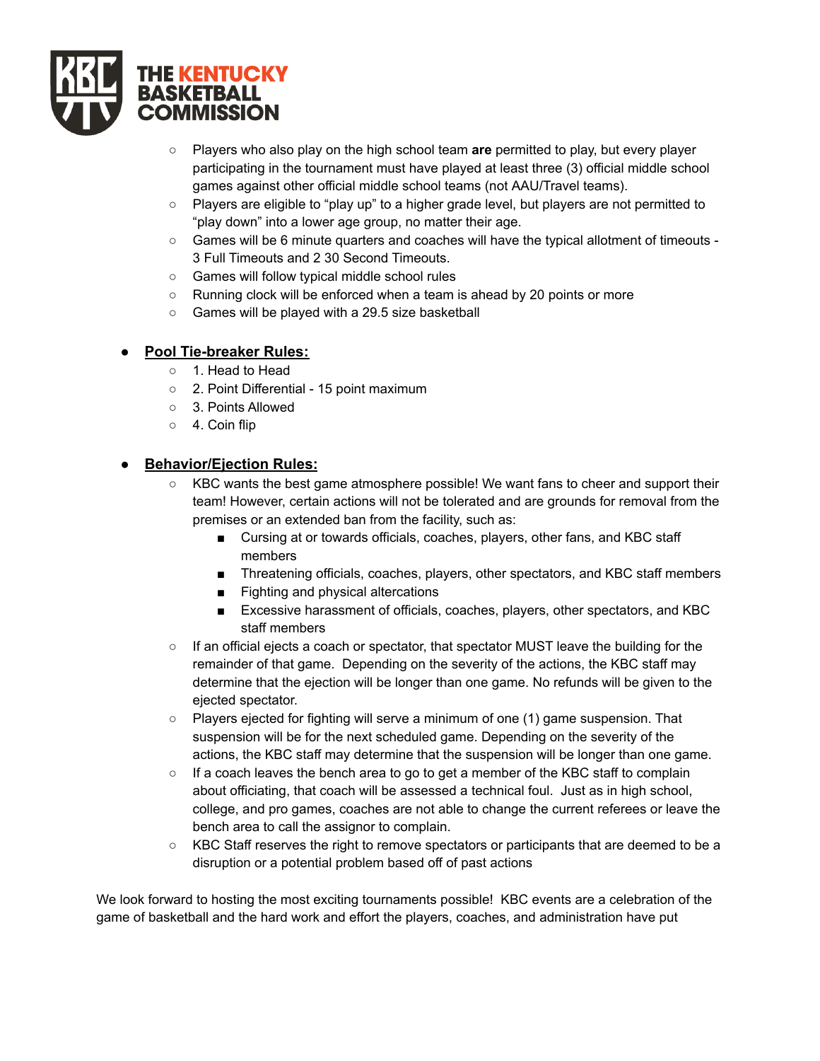- Players who also play on the high school team **are** permitted to play, but every player participating in the tournament must have played at least three (3) official middle school games against other official middle school teams (not AAU/Travel teams).
- Players are eligible to "play up" to a higher grade level, but players are not permitted to "play down" into a lower age group, no matter their age.
- Games will be 6 minute quarters and coaches will have the typical allotment of timeouts - 3 Full Timeouts and 2 30 Second Timeouts.
- Games will follow typical middle school rules
- Running clock will be enforced when a team is ahead by 20 points or more
- Games will be played with a 29.5 size basketball

- **Pool Tie-breaker Rules:**
  - 1. Head to Head
  - 2. Point Differential - 15 point maximum
  - 3. Points Allowed
  - 4. Coin flip

- **Behavior/Ejection Rules:**
  - KBC wants the best game atmosphere possible! We want fans to cheer and support their team! However, certain actions will not be tolerated and are grounds for removal from the premises or an extended ban from the facility, such as:
    - Cursing at or towards officials, coaches, players, other fans, and KBC staff members
    - Threatening officials, coaches, players, other spectators, and KBC staff members
    - Fighting and physical altercations
    - Excessive harassment of officials, coaches, players, other spectators, and KBC staff members
  - If an official ejects a coach or spectator, that spectator MUST leave the building for the remainder of that game. Depending on the severity of the actions, the KBC staff may determine that the ejection will be longer than one game. No refunds will be given to the ejected spectator.
  - Players ejected for fighting will serve a minimum of one (1) game suspension. That suspension will be for the next scheduled game. Depending on the severity of the actions, the KBC staff may determine that the suspension will be longer than one game.
  - If a coach leaves the bench area to go to get a member of the KBC staff to complain about officiating, that coach will be assessed a technical foul. Just as in high school, college, and pro games, coaches are not able to change the current referees or leave the bench area to call the assignor to complain.
  - KBC Staff reserves the right to remove spectators or participants that are deemed to be a disruption or a potential problem based off of past actions

We look forward to hosting the most exciting tournaments possible! KBC events are a celebration of the game of basketball and the hard work and effort the players, coaches, and administration have put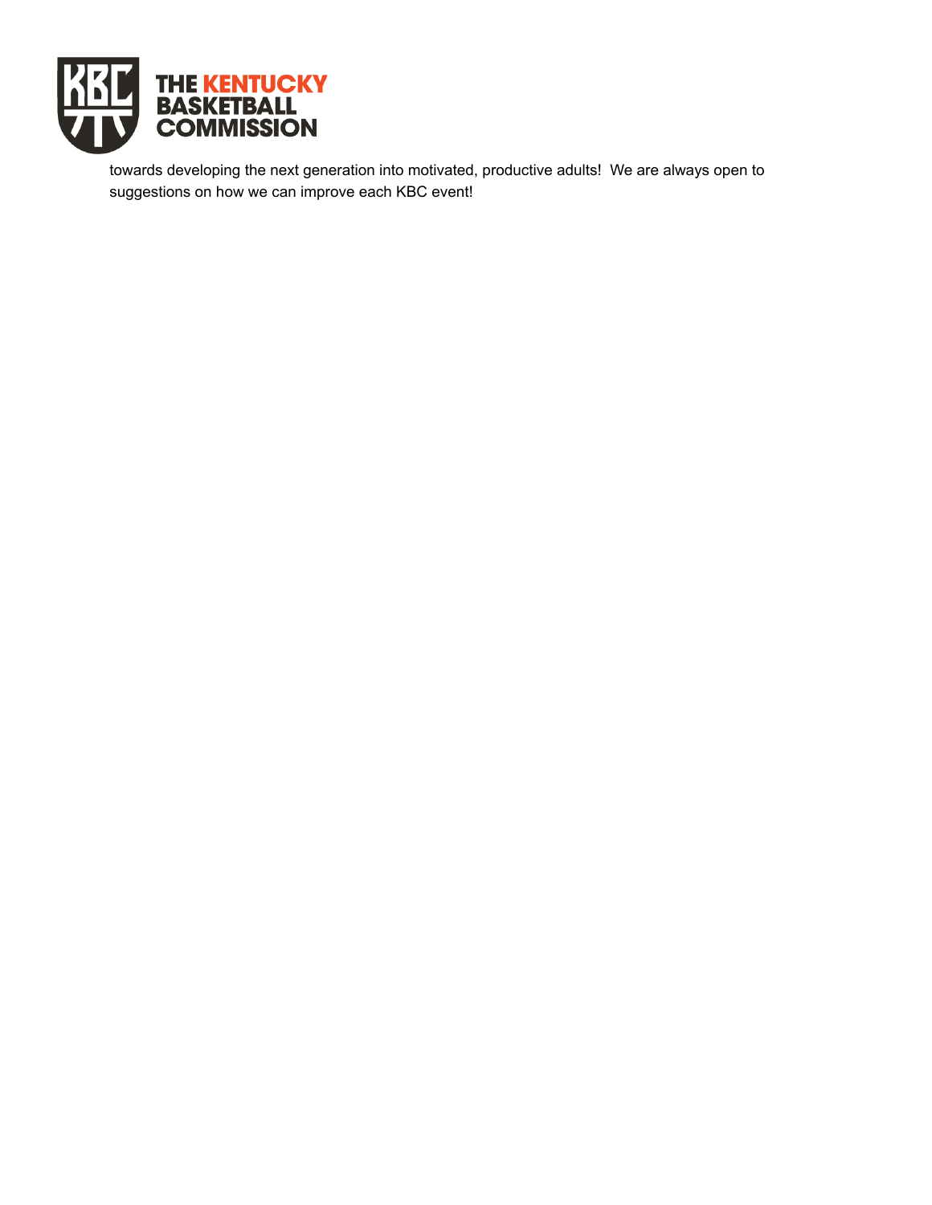towards developing the next generation into motivated, productive adults! We are always open to suggestions on how we can improve each KBC event!